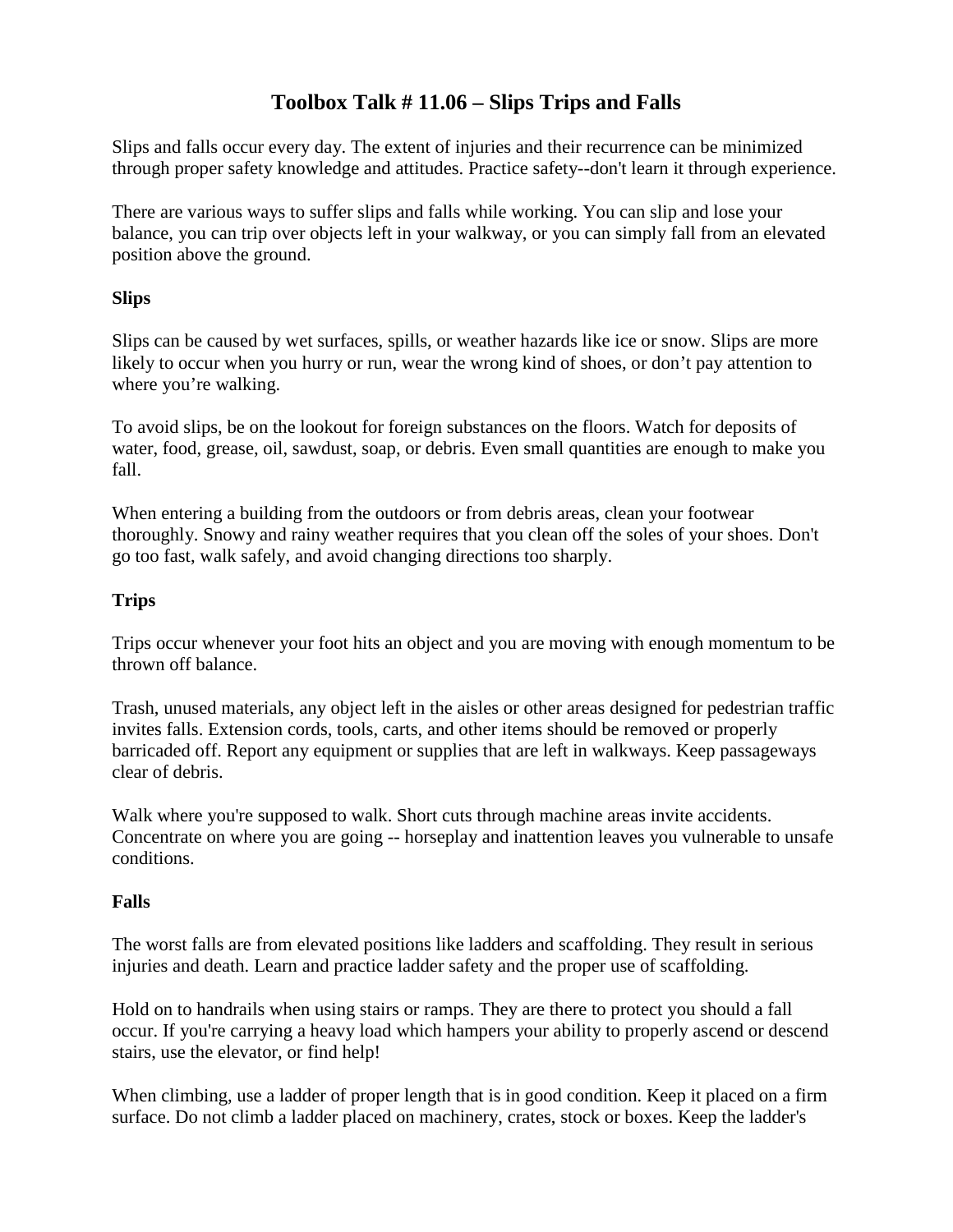# Toolbox Talk # 11.06 – Slips Trips and Falls

Slips and falls occur every day. The extent of injuries and their recurrence can be minimized through proper safety knowledge and attitudes. Practice safety--don't learn it through experience.

There are various ways to suffer slips and falls while working. You can slip and lose your balance, you can trip over objects left in your walkway, or you can simply fall from an elevated position above the ground.

**Slips**

Slips can be caused by wet surfaces, spills, or weather hazards like ice or snow. Slips are more likely to occur when you hurry or run, wear the wrong kind of shoes, or don't pay attention to where you're walking.

To avoid slips, be on the lookout for foreign substances on the floors. Watch for deposits of water, food, grease, oil, sawdust, soap, or debris. Even small quantities are enough to make you fall.

When entering a building from the outdoors or from debris areas, clean your footwear thoroughly. Snowy and rainy weather requires that you clean off the soles of your shoes. Don't go too fast, walk safely, and avoid changing directions too sharply.

**Trips**

Trips occur whenever your foot hits an object and you are moving with enough momentum to be thrown off balance.

Trash, unused materials, any object left in the aisles or other areas designed for pedestrian traffic invites falls. Extension cords, tools, carts, and other items should be removed or properly barricaded off. Report any equipment or supplies that are left in walkways. Keep passageways clear of debris.

Walk where you're supposed to walk. Short cuts through machine areas invite accidents. Concentrate on where you are going -- horseplay and inattention leaves you vulnerable to unsafe conditions.

**Falls**

The worst falls are from elevated positions like ladders and scaffolding. They result in serious injuries and death. Learn and practice ladder safety and the proper use of scaffolding.

Hold on to handrails when using stairs or ramps. They are there to protect you should a fall occur. If you're carrying a heavy load which hampers your ability to properly ascend or descend stairs, use the elevator, or find help!

When climbing, use a ladder of proper length that is in good condition. Keep it placed on a firm surface. Do not climb a ladder placed on machinery, crates, stock or boxes. Keep the ladder's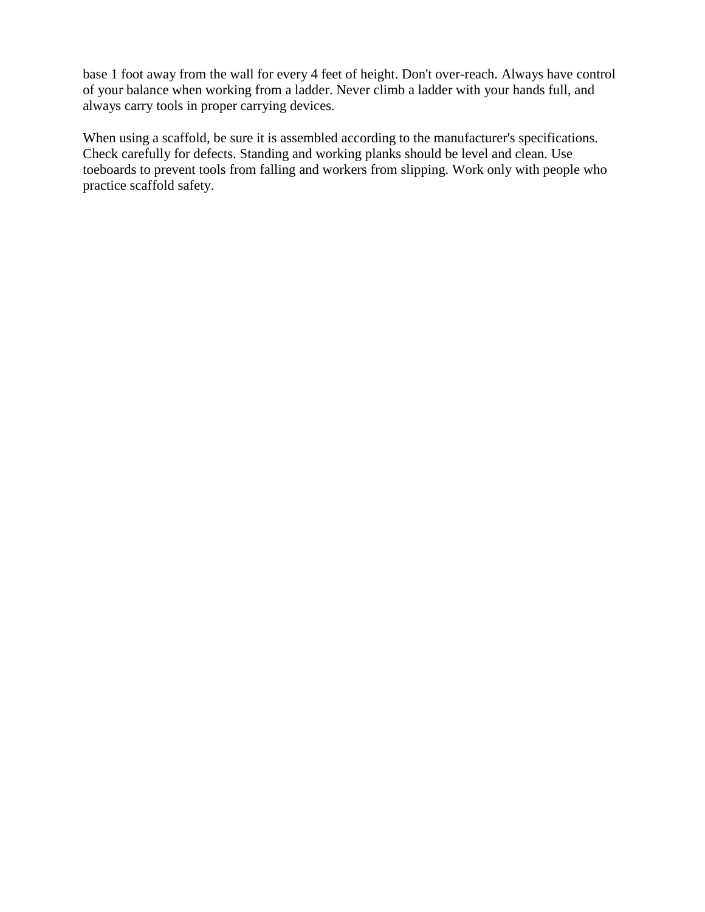base 1 foot away from the wall for every 4 feet of height. Don't over-reach. Always have control of your balance when working from a ladder. Never climb a ladder with your hands full, and always carry tools in proper carrying devices.

When using a scaffold, be sure it is assembled according to the manufacturer's specifications. Check carefully for defects. Standing and working planks should be level and clean. Use toeboards to prevent tools from falling and workers from slipping. Work only with people who practice scaffold safety.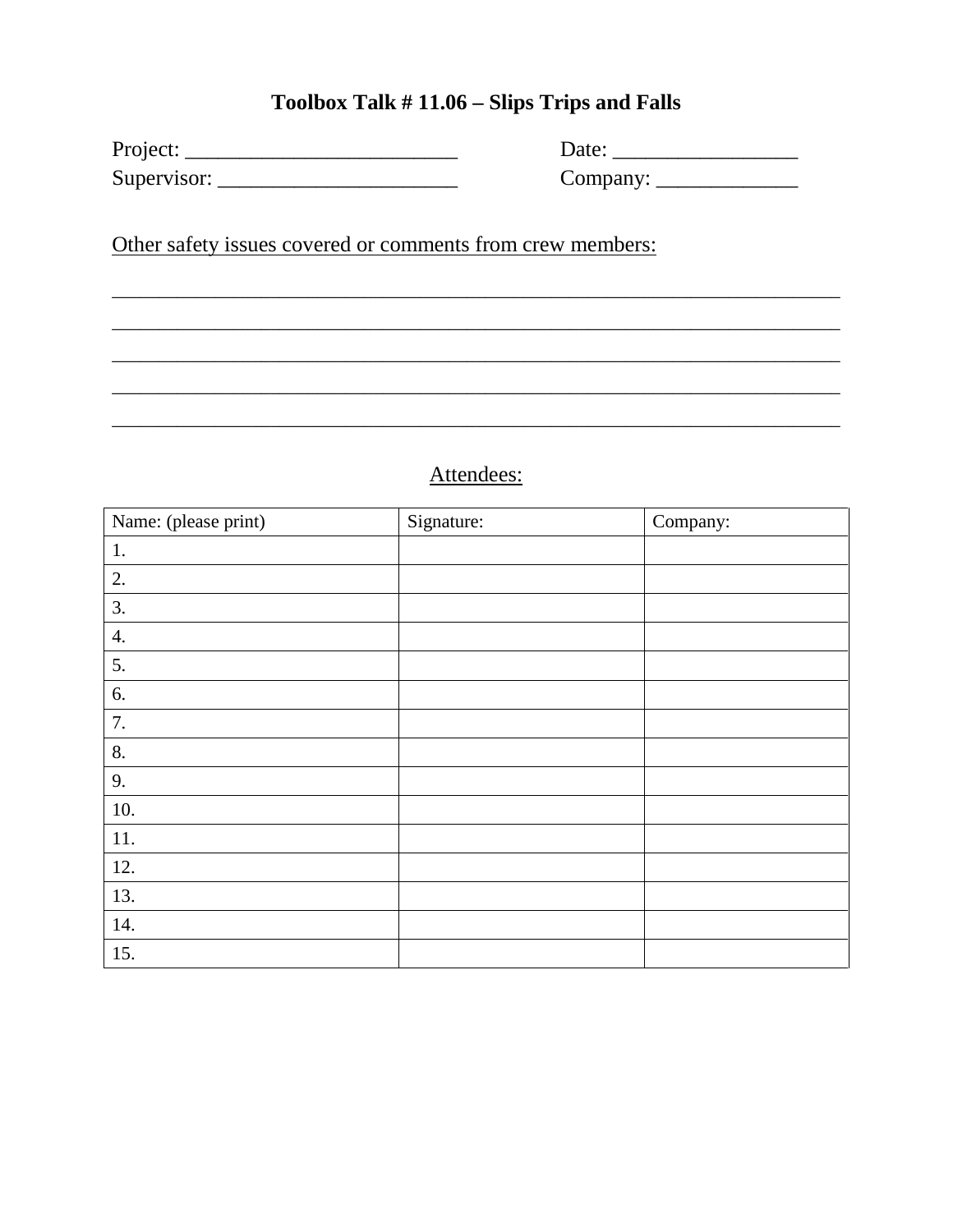# Toolbox Talk # 11.06 – Slips Trips and Falls

Project: _________________________ Date: _________________

Supervisor: ______________________ Company: _____________

Other safety issues covered or comments from crew members:

_____________________________________________________________________

_____________________________________________________________________

_____________________________________________________________________

_____________________________________________________________________

_____________________________________________________________________

Attendees:

| Name: (please print) | Signature: | Company: |
|---|---|---|
| 1. | | |
| 2. | | |
| 3. | | |
| 4. | | |
| 5. | | |
| 6. | | |
| 7. | | |
| 8. | | |
| 9. | | |
| 10. | | |
| 11. | | |
| 12. | | |
| 13. | | |
| 14. | | |
| 15. | | |